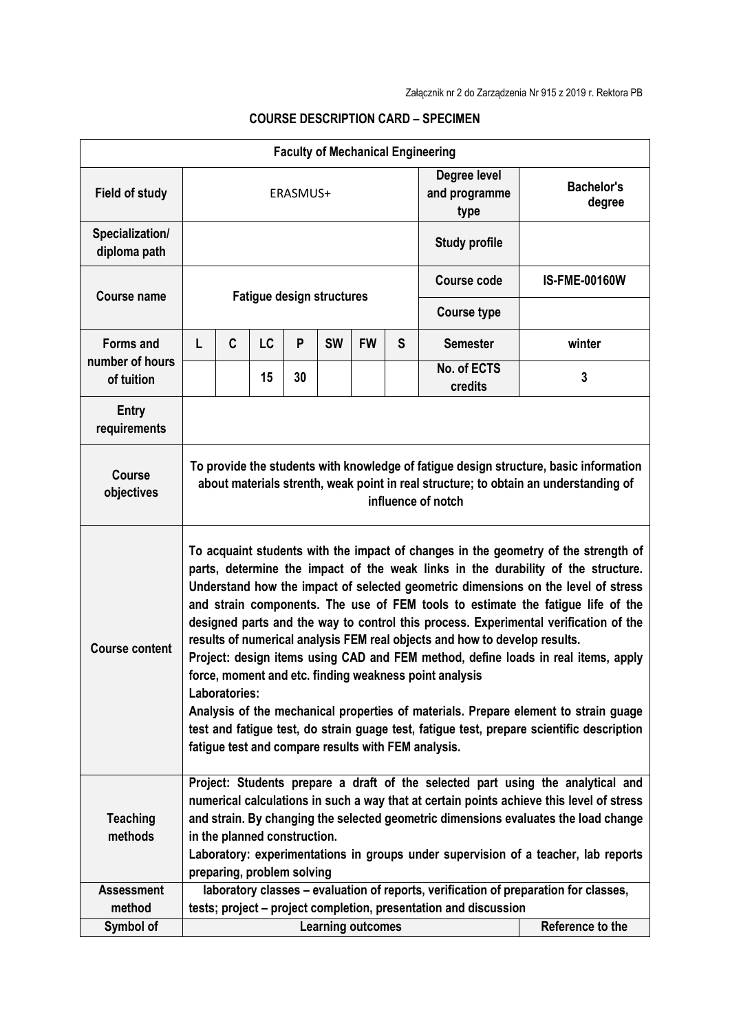Załącznik nr 2 do Zarządzenia Nr 915 z 2019 r. Rektora PB

**COURSE DESCRIPTION CARD – SPECIMEN**

| **Faculty of Mechanical Engineering** | | | | | | | | | |
|---|---|---|---|---|---|---|---|---|---|
| **Field of study** | ERASMUS+ | | | | | | | **Degree level and programme type** | **Bachelor's degree** |
| **Specialization/ diploma path** | | | | | | | | **Study profile** | |
| **Course name** | **Fatigue design structures** | | | | | | | **Course code** | **IS-FME-00160W** |
| | | | | | | | | **Course type** | |
| **Forms and number of hours of tuition** | **L** | **C** | **LC** | **P** | **SW** | **FW** | **S** | **Semester** | **winter** |
| | | | **15** | **30** | | | | **No. of ECTS credits** | **3** |
| **Entry requirements** | | | | | | | | | |
| **Course objectives** | **To provide the students with knowledge of fatigue design structure, basic information about materials strenth, weak point in real structure; to obtain an understanding of influence of notch** | | | | | | | | |
| **Course content** | **To acquaint students with the impact of changes in the geometry of the strength of parts, determine the impact of the weak links in the durability of the structure. Understand how the impact of selected geometric dimensions on the level of stress and strain components. The use of FEM tools to estimate the fatigue life of the designed parts and the way to control this process. Experimental verification of the results of numerical analysis FEM real objects and how to develop results.**<br>**Project: design items using CAD and FEM method, define loads in real items, apply force, moment and etc. finding weakness point analysis**<br>**Laboratories:**<br>**Analysis of the mechanical properties of materials. Prepare element to strain guage test and fatigue test, do strain guage test, fatigue test, prepare scientific description fatigue test and compare results with FEM analysis.** | | | | | | | | |
| **Teaching methods** | **Project: Students prepare a draft of the selected part using the analytical and numerical calculations in such a way that at certain points achieve this level of stress and strain. By changing the selected geometric dimensions evaluates the load change in the planned construction.**<br>**Laboratory: experimentations in groups under supervision of a teacher, lab reports preparing, problem solving** | | | | | | | | |
| **Assessment method** | **laboratory classes – evaluation of reports, verification of preparation for classes, tests; project – project completion, presentation and discussion** | | | | | | | | |
| **Symbol of** | **Learning outcomes** | | | | | | | | **Reference to the** |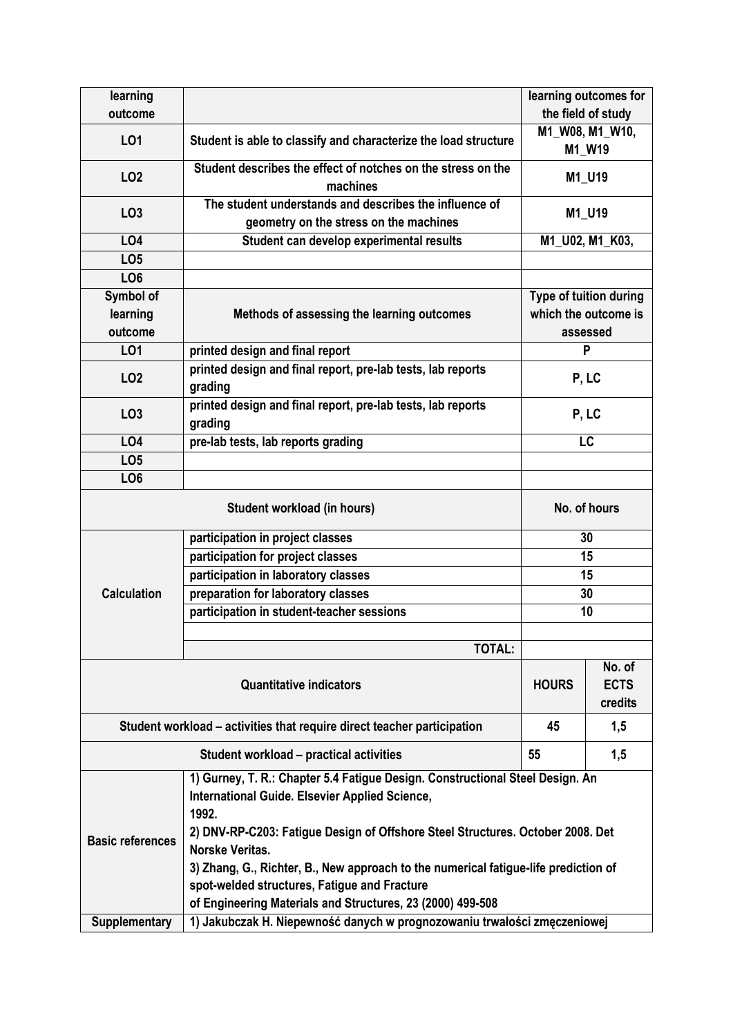| learning outcome | | learning outcomes for the field of study | |
|---|---|---|---|
| LO1 | Student is able to classify and characterize the load structure | M1_W08, M1_W10, M1_W19 | |
| LO2 | Student describes the effect of notches on the stress on the machines | M1_U19 | |
| LO3 | The student understands and describes the influence of geometry on the stress on the machines | M1_U19 | |
| LO4 | Student can develop experimental results | M1_U02, M1_K03, | |
| LO5 | | | |
| LO6 | | | |
| Symbol of learning outcome | Methods of assessing the learning outcomes | Type of tuition during which the outcome is assessed | |
| LO1 | printed design and final report | P | |
| LO2 | printed design and final report, pre-lab tests, lab reports grading | P, LC | |
| LO3 | printed design and final report, pre-lab tests, lab reports grading | P, LC | |
| LO4 | pre-lab tests, lab reports grading | LC | |
| LO5 | | | |
| LO6 | | | |
| Student workload (in hours) | | No. of hours | |
| Calculation | participation in project classes | 30 | |
| | participation for project classes | 15 | |
| | participation in laboratory classes | 15 | |
| | preparation for laboratory classes | 30 | |
| | participation in student-teacher sessions | 10 | |
| | | | |
| | TOTAL: | | |
| Quantitative indicators | | HOURS | No. of ECTS credits |
| Student workload – activities that require direct teacher participation | | 45 | 1,5 |
| Student workload – practical activities | | 55 | 1,5 |
| Basic references | 1) Gurney, T. R.: Chapter 5.4 Fatigue Design. Constructional Steel Design. An International Guide. Elsevier Applied Science, 1992.<br>2) DNV-RP-C203: Fatigue Design of Offshore Steel Structures. October 2008. Det Norske Veritas.<br>3) Zhang, G., Richter, B., New approach to the numerical fatigue-life prediction of spot-welded structures, Fatigue and Fracture of Engineering Materials and Structures, 23 (2000) 499-508 | | |
| Supplementary | 1) Jakubczak H. Niepewność danych w prognozowaniu trwałości zmęczeniowej | | |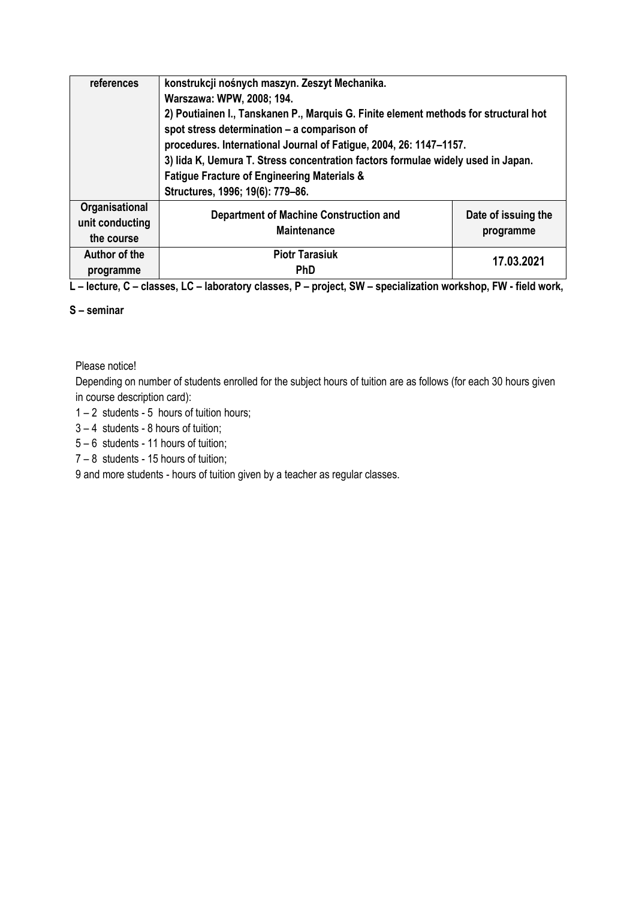| | | |
|---|---|---|
| **references** | **konstrukcji nośnych maszyn. Zeszyt Mechanika.**<br>**Warszawa: WPW, 2008; 194.**<br>**2) Poutiainen I., Tanskanen P., Marquis G. Finite element methods for structural hot spot stress determination – a comparison of**<br>**procedures. International Journal of Fatigue, 2004, 26: 1147–1157.**<br>**3) Iida K, Uemura T. Stress concentration factors formulae widely used in Japan.**<br>**Fatigue Fracture of Engineering Materials &**<br>**Structures, 1996; 19(6): 779–86.** | |
| **Organisational unit conducting the course** | **Department of Machine Construction and Maintenance** | **Date of issuing the programme** |
| **Author of the programme** | **Piotr Tarasiuk**<br>**PhD** | **17.03.2021** |

**L – lecture, C – classes, LC – laboratory classes, P – project, SW – specialization workshop, FW - field work, S – seminar**

Please notice!

Depending on number of students enrolled for the subject hours of tuition are as follows (for each 30 hours given in course description card):

1 – 2 students - 5 hours of tuition hours;

3 – 4 students - 8 hours of tuition;

5 – 6 students - 11 hours of tuition;

7 – 8 students - 15 hours of tuition;

9 and more students - hours of tuition given by a teacher as regular classes.